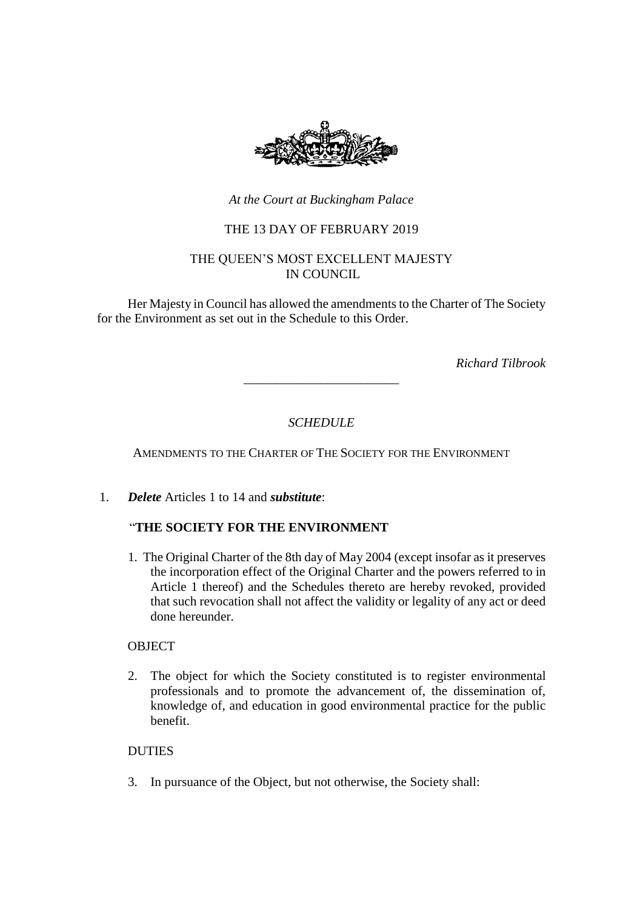*At the Court at Buckingham Palace*

THE 13 DAY OF FEBRUARY 2019

THE QUEEN'S MOST EXCELLENT MAJESTY
IN COUNCIL

Her Majesty in Council has allowed the amendments to the Charter of The Society for the Environment as set out in the Schedule to this Order.

*Richard Tilbrook*

---

*SCHEDULE*

AMENDMENTS TO THE CHARTER OF THE SOCIETY FOR THE ENVIRONMENT

1. ***Delete*** Articles 1 to 14 and ***substitute***:

"**THE SOCIETY FOR THE ENVIRONMENT**

1. The Original Charter of the 8th day of May 2004 (except insofar as it preserves the incorporation effect of the Original Charter and the powers referred to in Article 1 thereof) and the Schedules thereto are hereby revoked, provided that such revocation shall not affect the validity or legality of any act or deed done hereunder.

OBJECT

2. The object for which the Society constituted is to register environmental professionals and to promote the advancement of, the dissemination of, knowledge of, and education in good environmental practice for the public benefit.

DUTIES

3. In pursuance of the Object, but not otherwise, the Society shall: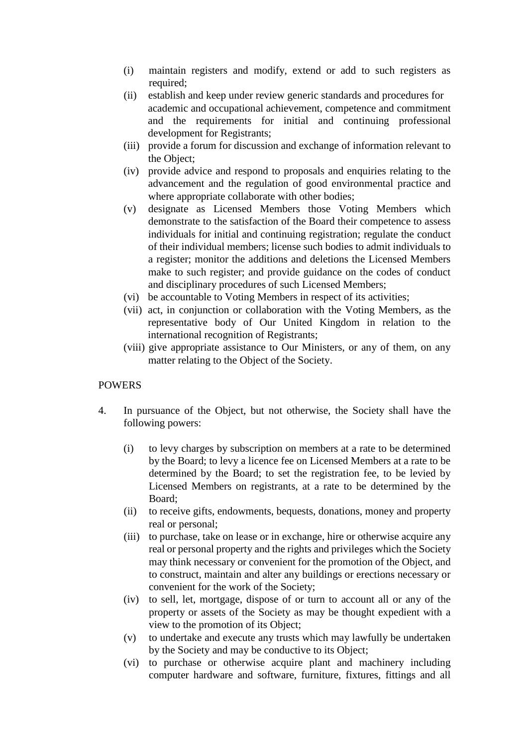(i) maintain registers and modify, extend or add to such registers as required;
(ii) establish and keep under review generic standards and procedures for academic and occupational achievement, competence and commitment and the requirements for initial and continuing professional development for Registrants;
(iii) provide a forum for discussion and exchange of information relevant to the Object;
(iv) provide advice and respond to proposals and enquiries relating to the advancement and the regulation of good environmental practice and where appropriate collaborate with other bodies;
(v) designate as Licensed Members those Voting Members which demonstrate to the satisfaction of the Board their competence to assess individuals for initial and continuing registration; regulate the conduct of their individual members; license such bodies to admit individuals to a register; monitor the additions and deletions the Licensed Members make to such register; and provide guidance on the codes of conduct and disciplinary procedures of such Licensed Members;
(vi) be accountable to Voting Members in respect of its activities;
(vii) act, in conjunction or collaboration with the Voting Members, as the representative body of Our United Kingdom in relation to the international recognition of Registrants;
(viii) give appropriate assistance to Our Ministers, or any of them, on any matter relating to the Object of the Society.

## POWERS

4. In pursuance of the Object, but not otherwise, the Society shall have the following powers:

   (i) to levy charges by subscription on members at a rate to be determined by the Board; to levy a licence fee on Licensed Members at a rate to be determined by the Board; to set the registration fee, to be levied by Licensed Members on registrants, at a rate to be determined by the Board;
   (ii) to receive gifts, endowments, bequests, donations, money and property real or personal;
   (iii) to purchase, take on lease or in exchange, hire or otherwise acquire any real or personal property and the rights and privileges which the Society may think necessary or convenient for the promotion of the Object, and to construct, maintain and alter any buildings or erections necessary or convenient for the work of the Society;
   (iv) to sell, let, mortgage, dispose of or turn to account all or any of the property or assets of the Society as may be thought expedient with a view to the promotion of its Object;
   (v) to undertake and execute any trusts which may lawfully be undertaken by the Society and may be conductive to its Object;
   (vi) to purchase or otherwise acquire plant and machinery including computer hardware and software, furniture, fixtures, fittings and all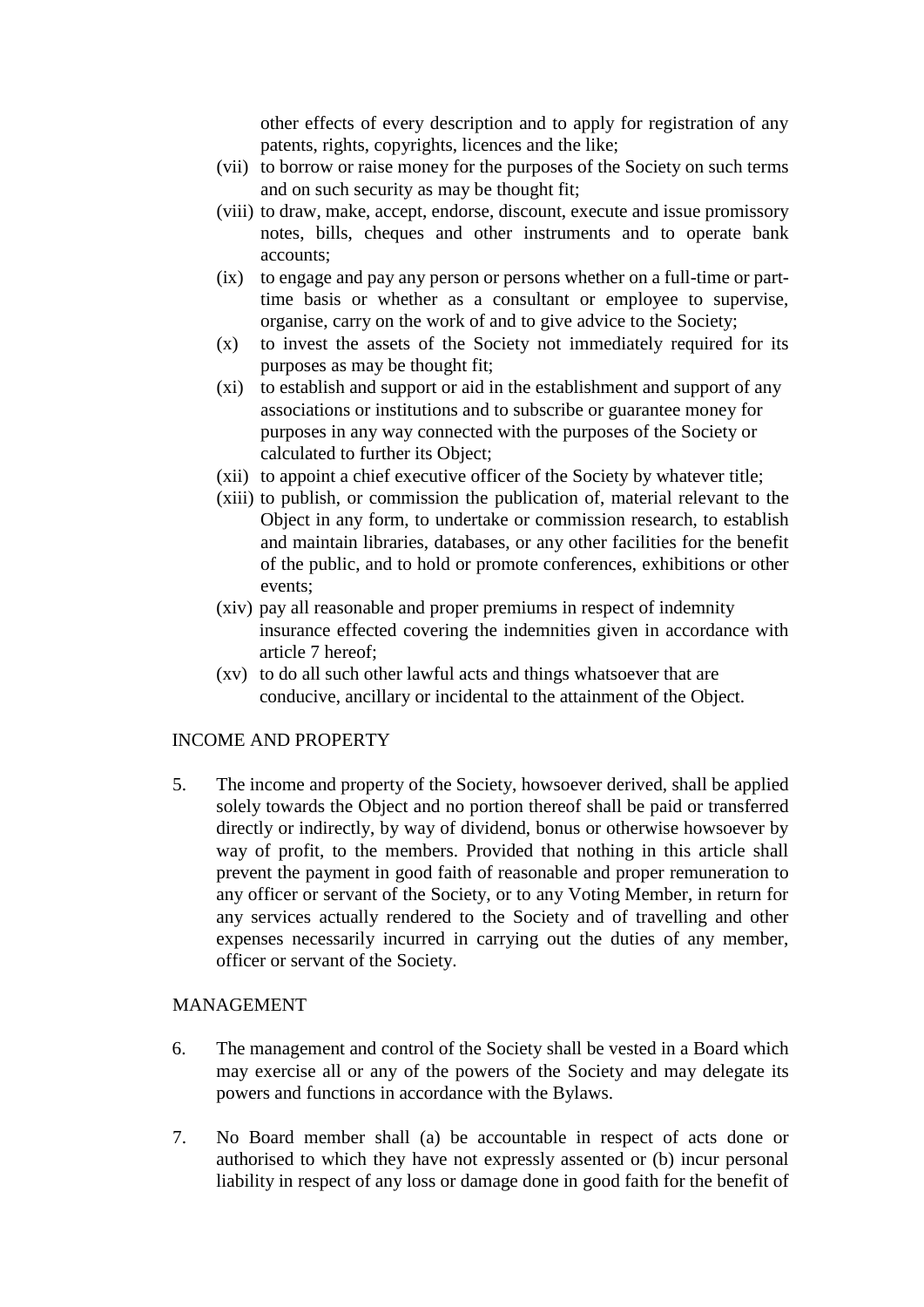other effects of every description and to apply for registration of any patents, rights, copyrights, licences and the like;

(vii) to borrow or raise money for the purposes of the Society on such terms and on such security as may be thought fit;

(viii) to draw, make, accept, endorse, discount, execute and issue promissory notes, bills, cheques and other instruments and to operate bank accounts;

(ix) to engage and pay any person or persons whether on a full-time or part-time basis or whether as a consultant or employee to supervise, organise, carry on the work of and to give advice to the Society;

(x) to invest the assets of the Society not immediately required for its purposes as may be thought fit;

(xi) to establish and support or aid in the establishment and support of any associations or institutions and to subscribe or guarantee money for purposes in any way connected with the purposes of the Society or calculated to further its Object;

(xii) to appoint a chief executive officer of the Society by whatever title;

(xiii) to publish, or commission the publication of, material relevant to the Object in any form, to undertake or commission research, to establish and maintain libraries, databases, or any other facilities for the benefit of the public, and to hold or promote conferences, exhibitions or other events;

(xiv) pay all reasonable and proper premiums in respect of indemnity insurance effected covering the indemnities given in accordance with article 7 hereof;

(xv) to do all such other lawful acts and things whatsoever that are conducive, ancillary or incidental to the attainment of the Object.

INCOME AND PROPERTY

5. The income and property of the Society, howsoever derived, shall be applied solely towards the Object and no portion thereof shall be paid or transferred directly or indirectly, by way of dividend, bonus or otherwise howsoever by way of profit, to the members. Provided that nothing in this article shall prevent the payment in good faith of reasonable and proper remuneration to any officer or servant of the Society, or to any Voting Member, in return for any services actually rendered to the Society and of travelling and other expenses necessarily incurred in carrying out the duties of any member, officer or servant of the Society.

MANAGEMENT

6. The management and control of the Society shall be vested in a Board which may exercise all or any of the powers of the Society and may delegate its powers and functions in accordance with the Bylaws.

7. No Board member shall (a) be accountable in respect of acts done or authorised to which they have not expressly assented or (b) incur personal liability in respect of any loss or damage done in good faith for the benefit of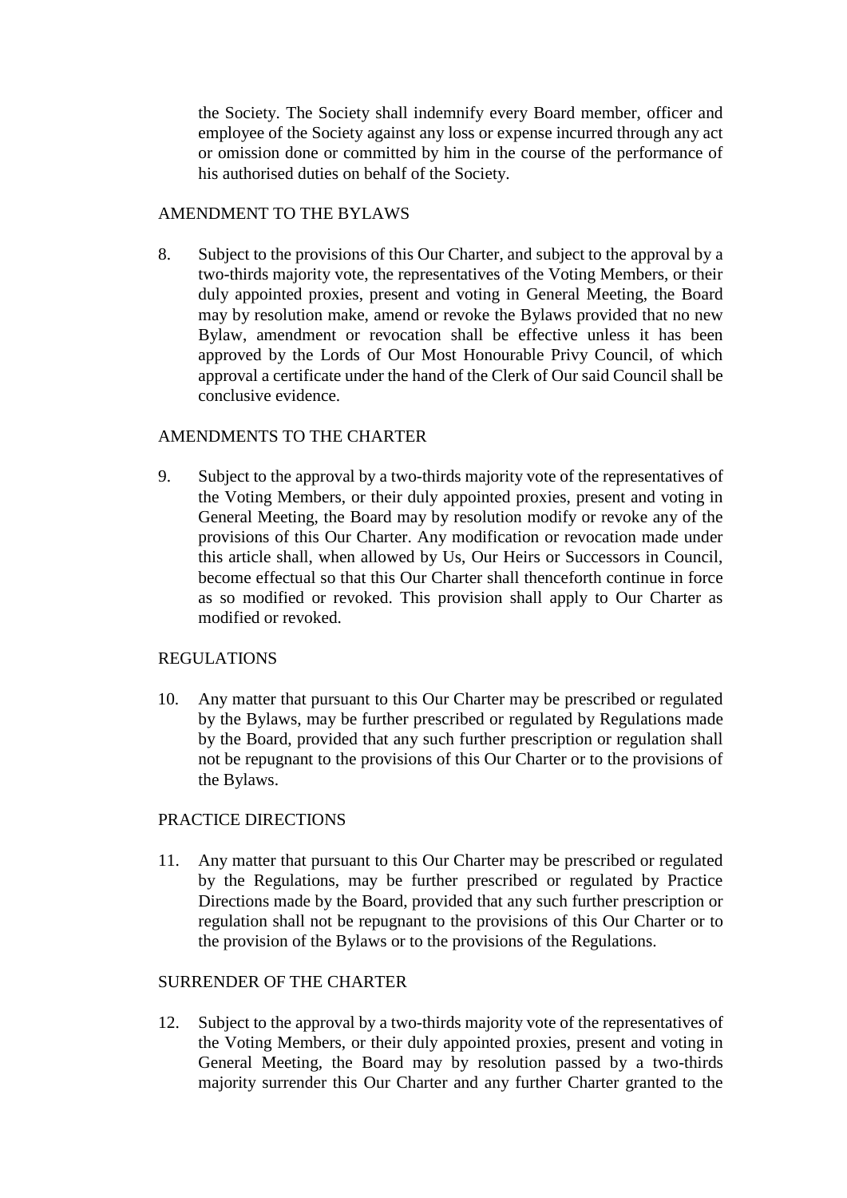the Society. The Society shall indemnify every Board member, officer and employee of the Society against any loss or expense incurred through any act or omission done or committed by him in the course of the performance of his authorised duties on behalf of the Society.

AMENDMENT TO THE BYLAWS

8. Subject to the provisions of this Our Charter, and subject to the approval by a two-thirds majority vote, the representatives of the Voting Members, or their duly appointed proxies, present and voting in General Meeting, the Board may by resolution make, amend or revoke the Bylaws provided that no new Bylaw, amendment or revocation shall be effective unless it has been approved by the Lords of Our Most Honourable Privy Council, of which approval a certificate under the hand of the Clerk of Our said Council shall be conclusive evidence.

AMENDMENTS TO THE CHARTER

9. Subject to the approval by a two-thirds majority vote of the representatives of the Voting Members, or their duly appointed proxies, present and voting in General Meeting, the Board may by resolution modify or revoke any of the provisions of this Our Charter. Any modification or revocation made under this article shall, when allowed by Us, Our Heirs or Successors in Council, become effectual so that this Our Charter shall thenceforth continue in force as so modified or revoked. This provision shall apply to Our Charter as modified or revoked.

REGULATIONS

10. Any matter that pursuant to this Our Charter may be prescribed or regulated by the Bylaws, may be further prescribed or regulated by Regulations made by the Board, provided that any such further prescription or regulation shall not be repugnant to the provisions of this Our Charter or to the provisions of the Bylaws.

PRACTICE DIRECTIONS

11. Any matter that pursuant to this Our Charter may be prescribed or regulated by the Regulations, may be further prescribed or regulated by Practice Directions made by the Board, provided that any such further prescription or regulation shall not be repugnant to the provisions of this Our Charter or to the provision of the Bylaws or to the provisions of the Regulations.

SURRENDER OF THE CHARTER

12. Subject to the approval by a two-thirds majority vote of the representatives of the Voting Members, or their duly appointed proxies, present and voting in General Meeting, the Board may by resolution passed by a two-thirds majority surrender this Our Charter and any further Charter granted to the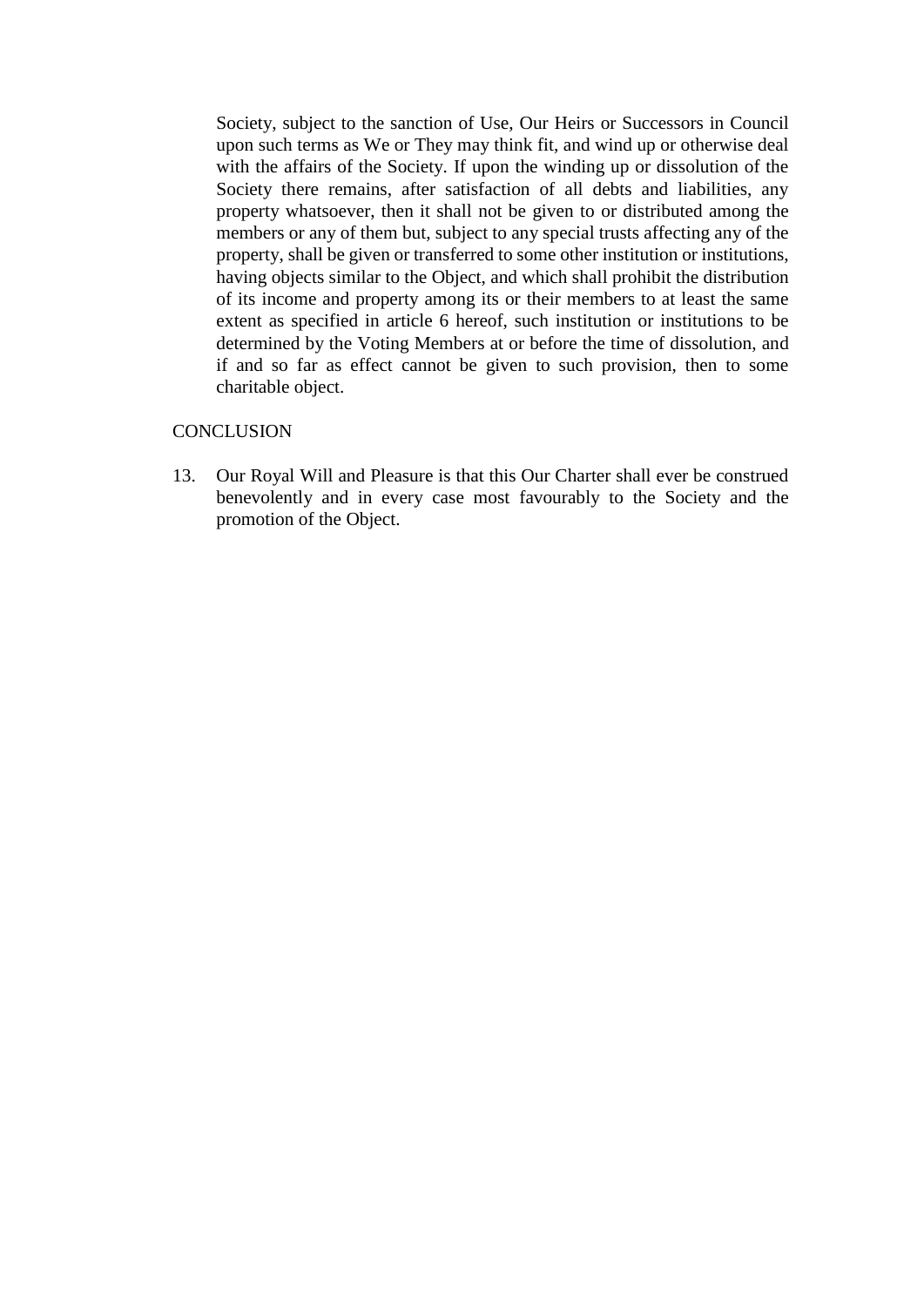Society, subject to the sanction of Use, Our Heirs or Successors in Council upon such terms as We or They may think fit, and wind up or otherwise deal with the affairs of the Society. If upon the winding up or dissolution of the Society there remains, after satisfaction of all debts and liabilities, any property whatsoever, then it shall not be given to or distributed among the members or any of them but, subject to any special trusts affecting any of the property, shall be given or transferred to some other institution or institutions, having objects similar to the Object, and which shall prohibit the distribution of its income and property among its or their members to at least the same extent as specified in article 6 hereof, such institution or institutions to be determined by the Voting Members at or before the time of dissolution, and if and so far as effect cannot be given to such provision, then to some charitable object.

CONCLUSION

13. Our Royal Will and Pleasure is that this Our Charter shall ever be construed benevolently and in every case most favourably to the Society and the promotion of the Object.